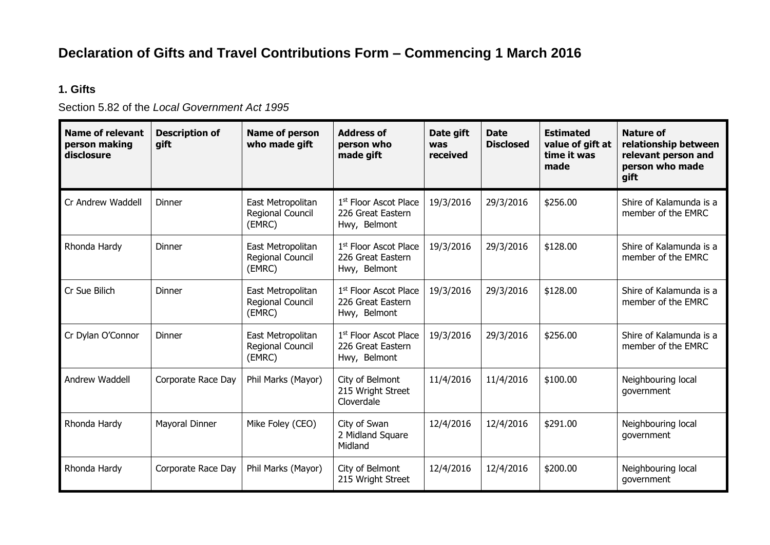# Declaration of Gifts and Travel Contributions Form – Commencing 1 March 2016

## 1. Gifts

Section 5.82 of the *Local Government Act 1995*

| Name of relevant person making disclosure | Description of gift | Name of person who made gift | Address of person who made gift | Date gift was received | Date Disclosed | Estimated value of gift at time it was made | Nature of relationship between relevant person and person who made gift |
|---|---|---|---|---|---|---|---|
| Cr Andrew Waddell | Dinner | East Metropolitan Regional Council (EMRC) | 1st Floor Ascot Place 226 Great Eastern Hwy, Belmont | 19/3/2016 | 29/3/2016 | $256.00 | Shire of Kalamunda is a member of the EMRC |
| Rhonda Hardy | Dinner | East Metropolitan Regional Council (EMRC) | 1st Floor Ascot Place 226 Great Eastern Hwy, Belmont | 19/3/2016 | 29/3/2016 | $128.00 | Shire of Kalamunda is a member of the EMRC |
| Cr Sue Bilich | Dinner | East Metropolitan Regional Council (EMRC) | 1st Floor Ascot Place 226 Great Eastern Hwy, Belmont | 19/3/2016 | 29/3/2016 | $128.00 | Shire of Kalamunda is a member of the EMRC |
| Cr Dylan O'Connor | Dinner | East Metropolitan Regional Council (EMRC) | 1st Floor Ascot Place 226 Great Eastern Hwy, Belmont | 19/3/2016 | 29/3/2016 | $256.00 | Shire of Kalamunda is a member of the EMRC |
| Andrew Waddell | Corporate Race Day | Phil Marks (Mayor) | City of Belmont 215 Wright Street Cloverdale | 11/4/2016 | 11/4/2016 | $100.00 | Neighbouring local government |
| Rhonda Hardy | Mayoral Dinner | Mike Foley (CEO) | City of Swan 2 Midland Square Midland | 12/4/2016 | 12/4/2016 | $291.00 | Neighbouring local government |
| Rhonda Hardy | Corporate Race Day | Phil Marks (Mayor) | City of Belmont 215 Wright Street | 12/4/2016 | 12/4/2016 | $200.00 | Neighbouring local government |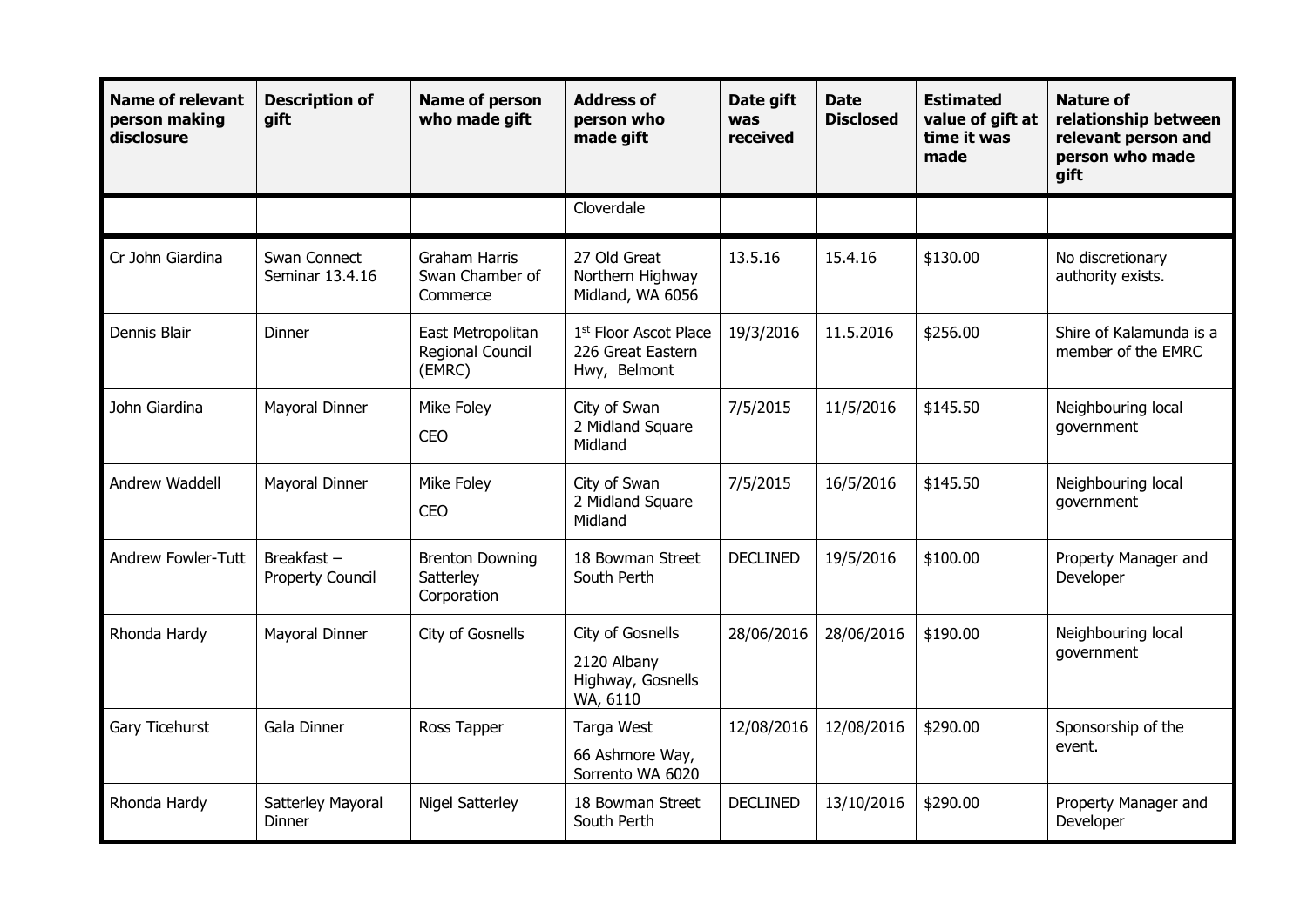| Name of relevant person making disclosure | Description of gift | Name of person who made gift | Address of person who made gift | Date gift was received | Date Disclosed | Estimated value of gift at time it was made | Nature of relationship between relevant person and person who made gift |
|---|---|---|---|---|---|---|---|
| | | | Cloverdale | | | | |
| Cr John Giardina | Swan Connect Seminar 13.4.16 | Graham Harris Swan Chamber of Commerce | 27 Old Great Northern Highway Midland, WA 6056 | 13.5.16 | 15.4.16 | $130.00 | No discretionary authority exists. |
| Dennis Blair | Dinner | East Metropolitan Regional Council (EMRC) | 1st Floor Ascot Place 226 Great Eastern Hwy, Belmont | 19/3/2016 | 11.5.2016 | $256.00 | Shire of Kalamunda is a member of the EMRC |
| John Giardina | Mayoral Dinner | Mike Foley CEO | City of Swan 2 Midland Square Midland | 7/5/2015 | 11/5/2016 | $145.50 | Neighbouring local government |
| Andrew Waddell | Mayoral Dinner | Mike Foley CEO | City of Swan 2 Midland Square Midland | 7/5/2015 | 16/5/2016 | $145.50 | Neighbouring local government |
| Andrew Fowler-Tutt | Breakfast – Property Council | Brenton Downing Satterley Corporation | 18 Bowman Street South Perth | DECLINED | 19/5/2016 | $100.00 | Property Manager and Developer |
| Rhonda Hardy | Mayoral Dinner | City of Gosnells | City of Gosnells 2120 Albany Highway, Gosnells WA, 6110 | 28/06/2016 | 28/06/2016 | $190.00 | Neighbouring local government |
| Gary Ticehurst | Gala Dinner | Ross Tapper | Targa West 66 Ashmore Way, Sorrento WA 6020 | 12/08/2016 | 12/08/2016 | $290.00 | Sponsorship of the event. |
| Rhonda Hardy | Satterley Mayoral Dinner | Nigel Satterley | 18 Bowman Street South Perth | DECLINED | 13/10/2016 | $290.00 | Property Manager and Developer |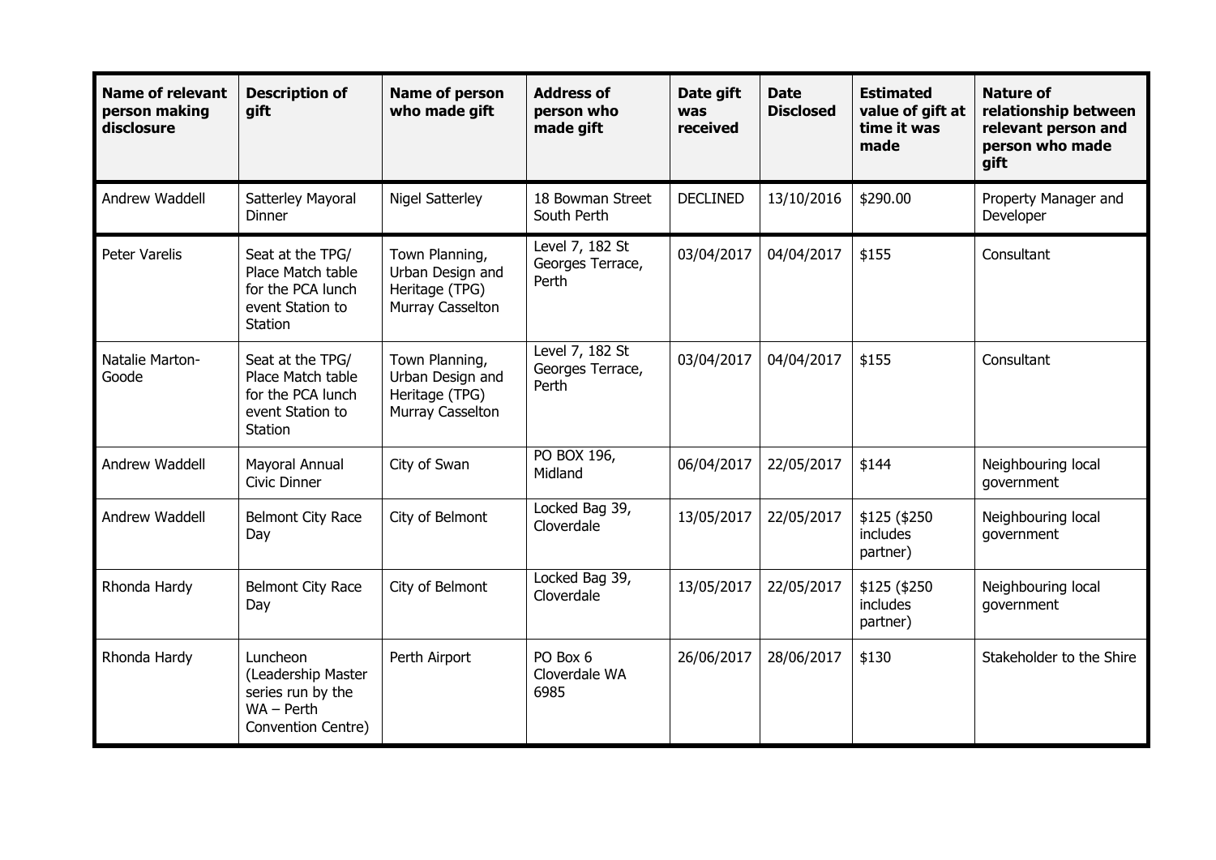| Name of relevant person making disclosure | Description of gift | Name of person who made gift | Address of person who made gift | Date gift was received | Date Disclosed | Estimated value of gift at time it was made | Nature of relationship between relevant person and person who made gift |
|---|---|---|---|---|---|---|---|
| Andrew Waddell | Satterley Mayoral Dinner | Nigel Satterley | 18 Bowman Street South Perth | DECLINED | 13/10/2016 | $290.00 | Property Manager and Developer |
| Peter Varelis | Seat at the TPG/ Place Match table for the PCA lunch event Station to Station | Town Planning, Urban Design and Heritage (TPG) Murray Casselton | Level 7, 182 St Georges Terrace, Perth | 03/04/2017 | 04/04/2017 | $155 | Consultant |
| Natalie Marton-Goode | Seat at the TPG/ Place Match table for the PCA lunch event Station to Station | Town Planning, Urban Design and Heritage (TPG) Murray Casselton | Level 7, 182 St Georges Terrace, Perth | 03/04/2017 | 04/04/2017 | $155 | Consultant |
| Andrew Waddell | Mayoral Annual Civic Dinner | City of Swan | PO BOX 196, Midland | 06/04/2017 | 22/05/2017 | $144 | Neighbouring local government |
| Andrew Waddell | Belmont City Race Day | City of Belmont | Locked Bag 39, Cloverdale | 13/05/2017 | 22/05/2017 | $125 ($250 includes partner) | Neighbouring local government |
| Rhonda Hardy | Belmont City Race Day | City of Belmont | Locked Bag 39, Cloverdale | 13/05/2017 | 22/05/2017 | $125 ($250 includes partner) | Neighbouring local government |
| Rhonda Hardy | Luncheon (Leadership Master series run by the WA – Perth Convention Centre) | Perth Airport | PO Box 6 Cloverdale WA 6985 | 26/06/2017 | 28/06/2017 | $130 | Stakeholder to the Shire |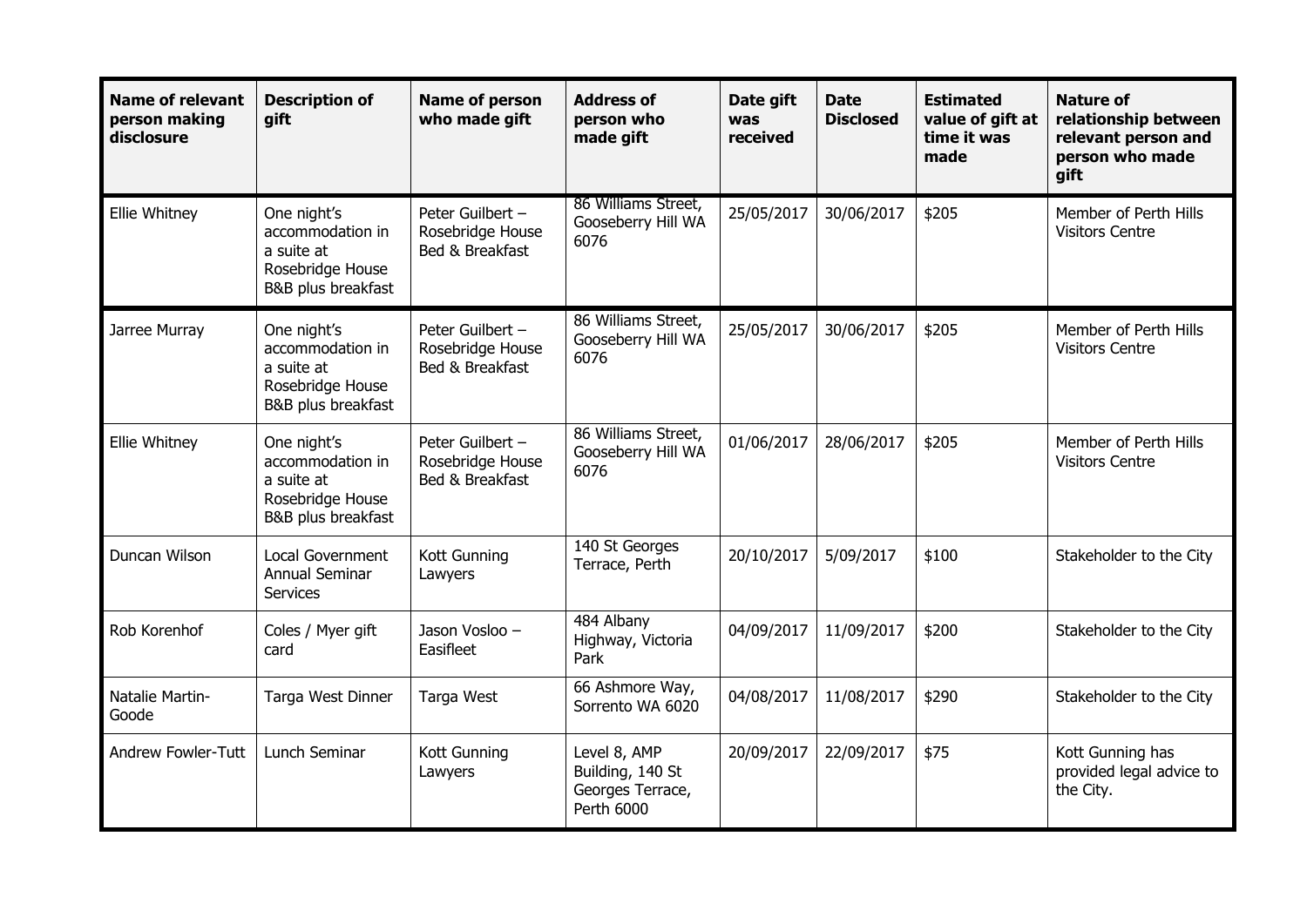| Name of relevant person making disclosure | Description of gift | Name of person who made gift | Address of person who made gift | Date gift was received | Date Disclosed | Estimated value of gift at time it was made | Nature of relationship between relevant person and person who made gift |
|---|---|---|---|---|---|---|---|
| Ellie Whitney | One night's accommodation in a suite at Rosebridge House B&B plus breakfast | Peter Guilbert – Rosebridge House Bed & Breakfast | 86 Williams Street, Gooseberry Hill WA 6076 | 25/05/2017 | 30/06/2017 | $205 | Member of Perth Hills Visitors Centre |
| Jarree Murray | One night's accommodation in a suite at Rosebridge House B&B plus breakfast | Peter Guilbert – Rosebridge House Bed & Breakfast | 86 Williams Street, Gooseberry Hill WA 6076 | 25/05/2017 | 30/06/2017 | $205 | Member of Perth Hills Visitors Centre |
| Ellie Whitney | One night's accommodation in a suite at Rosebridge House B&B plus breakfast | Peter Guilbert – Rosebridge House Bed & Breakfast | 86 Williams Street, Gooseberry Hill WA 6076 | 01/06/2017 | 28/06/2017 | $205 | Member of Perth Hills Visitors Centre |
| Duncan Wilson | Local Government Annual Seminar Services | Kott Gunning Lawyers | 140 St Georges Terrace, Perth | 20/10/2017 | 5/09/2017 | $100 | Stakeholder to the City |
| Rob Korenhof | Coles / Myer gift card | Jason Vosloo – Easifleet | 484 Albany Highway, Victoria Park | 04/09/2017 | 11/09/2017 | $200 | Stakeholder to the City |
| Natalie Martin-Goode | Targa West Dinner | Targa West | 66 Ashmore Way, Sorrento WA 6020 | 04/08/2017 | 11/08/2017 | $290 | Stakeholder to the City |
| Andrew Fowler-Tutt | Lunch Seminar | Kott Gunning Lawyers | Level 8, AMP Building, 140 St Georges Terrace, Perth 6000 | 20/09/2017 | 22/09/2017 | $75 | Kott Gunning has provided legal advice to the City. |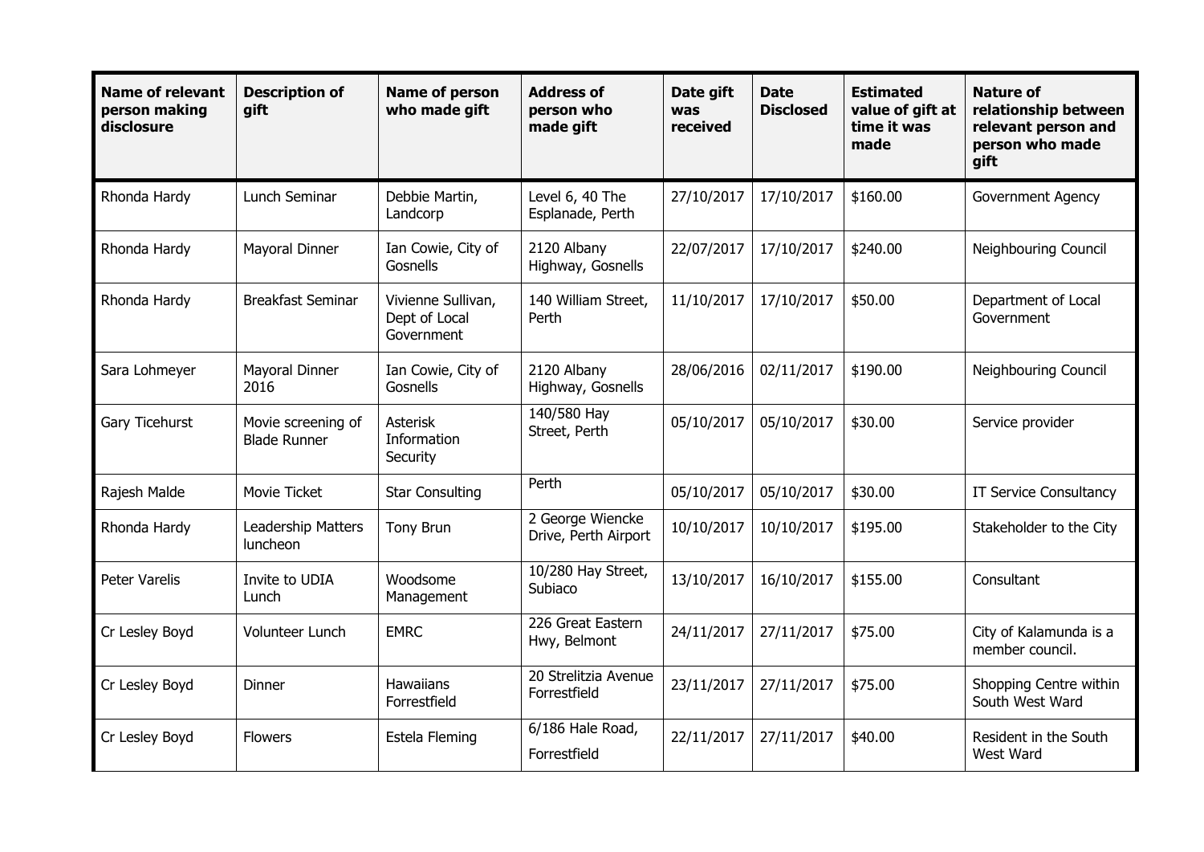| Name of relevant person making disclosure | Description of gift | Name of person who made gift | Address of person who made gift | Date gift was received | Date Disclosed | Estimated value of gift at time it was made | Nature of relationship between relevant person and person who made gift |
|---|---|---|---|---|---|---|---|
| Rhonda Hardy | Lunch Seminar | Debbie Martin, Landcorp | Level 6, 40 The Esplanade, Perth | 27/10/2017 | 17/10/2017 | $160.00 | Government Agency |
| Rhonda Hardy | Mayoral Dinner | Ian Cowie, City of Gosnells | 2120 Albany Highway, Gosnells | 22/07/2017 | 17/10/2017 | $240.00 | Neighbouring Council |
| Rhonda Hardy | Breakfast Seminar | Vivienne Sullivan, Dept of Local Government | 140 William Street, Perth | 11/10/2017 | 17/10/2017 | $50.00 | Department of Local Government |
| Sara Lohmeyer | Mayoral Dinner 2016 | Ian Cowie, City of Gosnells | 2120 Albany Highway, Gosnells | 28/06/2016 | 02/11/2017 | $190.00 | Neighbouring Council |
| Gary Ticehurst | Movie screening of Blade Runner | Asterisk Information Security | 140/580 Hay Street, Perth | 05/10/2017 | 05/10/2017 | $30.00 | Service provider |
| Rajesh Malde | Movie Ticket | Star Consulting | Perth | 05/10/2017 | 05/10/2017 | $30.00 | IT Service Consultancy |
| Rhonda Hardy | Leadership Matters luncheon | Tony Brun | 2 George Wiencke Drive, Perth Airport | 10/10/2017 | 10/10/2017 | $195.00 | Stakeholder to the City |
| Peter Varelis | Invite to UDIA Lunch | Woodsome Management | 10/280 Hay Street, Subiaco | 13/10/2017 | 16/10/2017 | $155.00 | Consultant |
| Cr Lesley Boyd | Volunteer Lunch | EMRC | 226 Great Eastern Hwy, Belmont | 24/11/2017 | 27/11/2017 | $75.00 | City of Kalamunda is a member council. |
| Cr Lesley Boyd | Dinner | Hawaiians Forrestfield | 20 Strelitzia Avenue Forrestfield | 23/11/2017 | 27/11/2017 | $75.00 | Shopping Centre within South West Ward |
| Cr Lesley Boyd | Flowers | Estela Fleming | 6/186 Hale Road, Forrestfield | 22/11/2017 | 27/11/2017 | $40.00 | Resident in the South West Ward |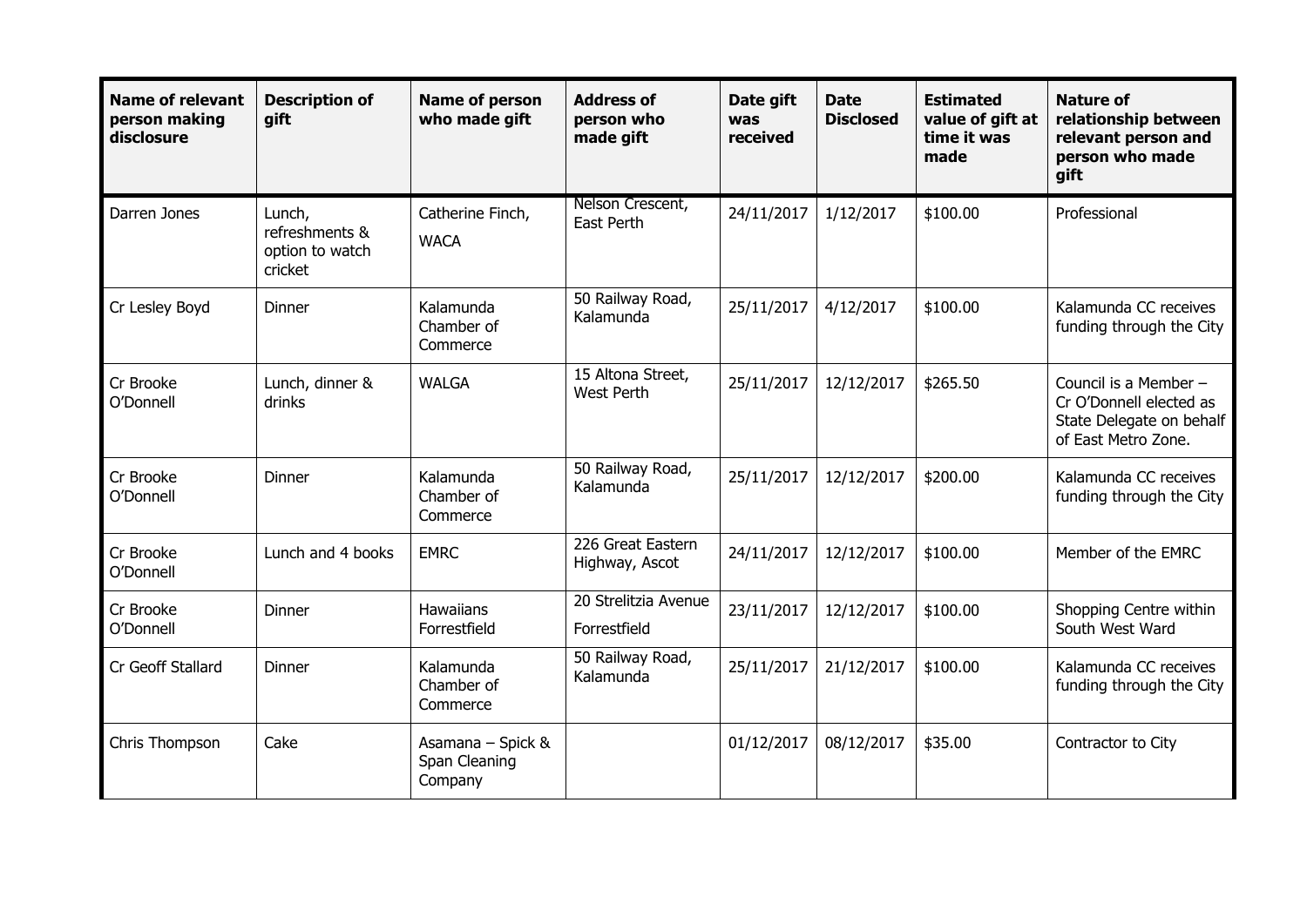| Name of relevant person making disclosure | Description of gift | Name of person who made gift | Address of person who made gift | Date gift was received | Date Disclosed | Estimated value of gift at time it was made | Nature of relationship between relevant person and person who made gift |
| --- | --- | --- | --- | --- | --- | --- | --- |
| Darren Jones | Lunch, refreshments & option to watch cricket | Catherine Finch, WACA | Nelson Crescent, East Perth | 24/11/2017 | 1/12/2017 | $100.00 | Professional |
| Cr Lesley Boyd | Dinner | Kalamunda Chamber of Commerce | 50 Railway Road, Kalamunda | 25/11/2017 | 4/12/2017 | $100.00 | Kalamunda CC receives funding through the City |
| Cr Brooke O'Donnell | Lunch, dinner & drinks | WALGA | 15 Altona Street, West Perth | 25/11/2017 | 12/12/2017 | $265.50 | Council is a Member – Cr O'Donnell elected as State Delegate on behalf of East Metro Zone. |
| Cr Brooke O'Donnell | Dinner | Kalamunda Chamber of Commerce | 50 Railway Road, Kalamunda | 25/11/2017 | 12/12/2017 | $200.00 | Kalamunda CC receives funding through the City |
| Cr Brooke O'Donnell | Lunch and 4 books | EMRC | 226 Great Eastern Highway, Ascot | 24/11/2017 | 12/12/2017 | $100.00 | Member of the EMRC |
| Cr Brooke O'Donnell | Dinner | Hawaiians Forrestfield | 20 Strelitzia Avenue Forrestfield | 23/11/2017 | 12/12/2017 | $100.00 | Shopping Centre within South West Ward |
| Cr Geoff Stallard | Dinner | Kalamunda Chamber of Commerce | 50 Railway Road, Kalamunda | 25/11/2017 | 21/12/2017 | $100.00 | Kalamunda CC receives funding through the City |
| Chris Thompson | Cake | Asamana – Spick & Span Cleaning Company | | 01/12/2017 | 08/12/2017 | $35.00 | Contractor to City |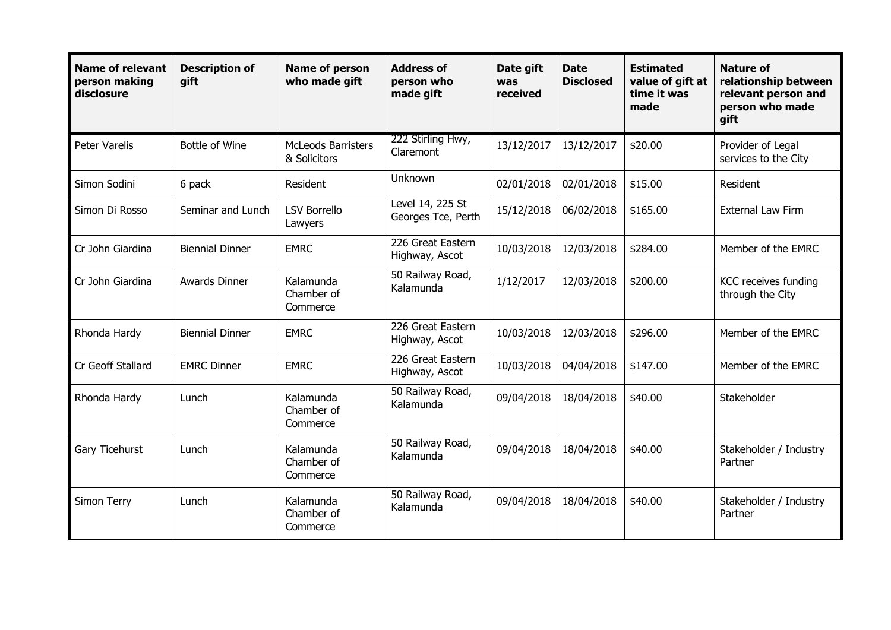| Name of relevant person making disclosure | Description of gift | Name of person who made gift | Address of person who made gift | Date gift was received | Date Disclosed | Estimated value of gift at time it was made | Nature of relationship between relevant person and person who made gift |
|---|---|---|---|---|---|---|---|
| Peter Varelis | Bottle of Wine | McLeods Barristers & Solicitors | 222 Stirling Hwy, Claremont | 13/12/2017 | 13/12/2017 | $20.00 | Provider of Legal services to the City |
| Simon Sodini | 6 pack | Resident | Unknown | 02/01/2018 | 02/01/2018 | $15.00 | Resident |
| Simon Di Rosso | Seminar and Lunch | LSV Borrello Lawyers | Level 14, 225 St Georges Tce, Perth | 15/12/2018 | 06/02/2018 | $165.00 | External Law Firm |
| Cr John Giardina | Biennial Dinner | EMRC | 226 Great Eastern Highway, Ascot | 10/03/2018 | 12/03/2018 | $284.00 | Member of the EMRC |
| Cr John Giardina | Awards Dinner | Kalamunda Chamber of Commerce | 50 Railway Road, Kalamunda | 1/12/2017 | 12/03/2018 | $200.00 | KCC receives funding through the City |
| Rhonda Hardy | Biennial Dinner | EMRC | 226 Great Eastern Highway, Ascot | 10/03/2018 | 12/03/2018 | $296.00 | Member of the EMRC |
| Cr Geoff Stallard | EMRC Dinner | EMRC | 226 Great Eastern Highway, Ascot | 10/03/2018 | 04/04/2018 | $147.00 | Member of the EMRC |
| Rhonda Hardy | Lunch | Kalamunda Chamber of Commerce | 50 Railway Road, Kalamunda | 09/04/2018 | 18/04/2018 | $40.00 | Stakeholder |
| Gary Ticehurst | Lunch | Kalamunda Chamber of Commerce | 50 Railway Road, Kalamunda | 09/04/2018 | 18/04/2018 | $40.00 | Stakeholder / Industry Partner |
| Simon Terry | Lunch | Kalamunda Chamber of Commerce | 50 Railway Road, Kalamunda | 09/04/2018 | 18/04/2018 | $40.00 | Stakeholder / Industry Partner |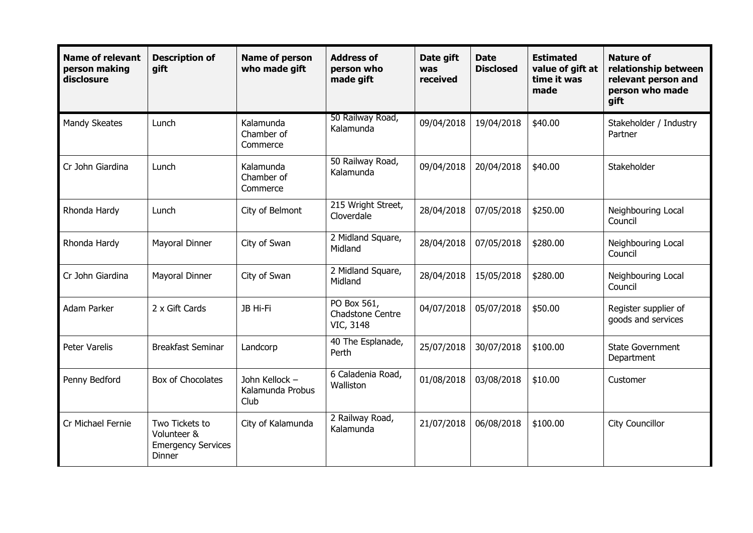| Name of relevant person making disclosure | Description of gift | Name of person who made gift | Address of person who made gift | Date gift was received | Date Disclosed | Estimated value of gift at time it was made | Nature of relationship between relevant person and person who made gift |
|---|---|---|---|---|---|---|---|
| Mandy Skeates | Lunch | Kalamunda Chamber of Commerce | 50 Railway Road, Kalamunda | 09/04/2018 | 19/04/2018 | $40.00 | Stakeholder / Industry Partner |
| Cr John Giardina | Lunch | Kalamunda Chamber of Commerce | 50 Railway Road, Kalamunda | 09/04/2018 | 20/04/2018 | $40.00 | Stakeholder |
| Rhonda Hardy | Lunch | City of Belmont | 215 Wright Street, Cloverdale | 28/04/2018 | 07/05/2018 | $250.00 | Neighbouring Local Council |
| Rhonda Hardy | Mayoral Dinner | City of Swan | 2 Midland Square, Midland | 28/04/2018 | 07/05/2018 | $280.00 | Neighbouring Local Council |
| Cr John Giardina | Mayoral Dinner | City of Swan | 2 Midland Square, Midland | 28/04/2018 | 15/05/2018 | $280.00 | Neighbouring Local Council |
| Adam Parker | 2 x Gift Cards | JB Hi-Fi | PO Box 561, Chadstone Centre VIC, 3148 | 04/07/2018 | 05/07/2018 | $50.00 | Register supplier of goods and services |
| Peter Varelis | Breakfast Seminar | Landcorp | 40 The Esplanade, Perth | 25/07/2018 | 30/07/2018 | $100.00 | State Government Department |
| Penny Bedford | Box of Chocolates | John Kellock – Kalamunda Probus Club | 6 Caladenia Road, Walliston | 01/08/2018 | 03/08/2018 | $10.00 | Customer |
| Cr Michael Fernie | Two Tickets to Volunteer & Emergency Services Dinner | City of Kalamunda | 2 Railway Road, Kalamunda | 21/07/2018 | 06/08/2018 | $100.00 | City Councillor |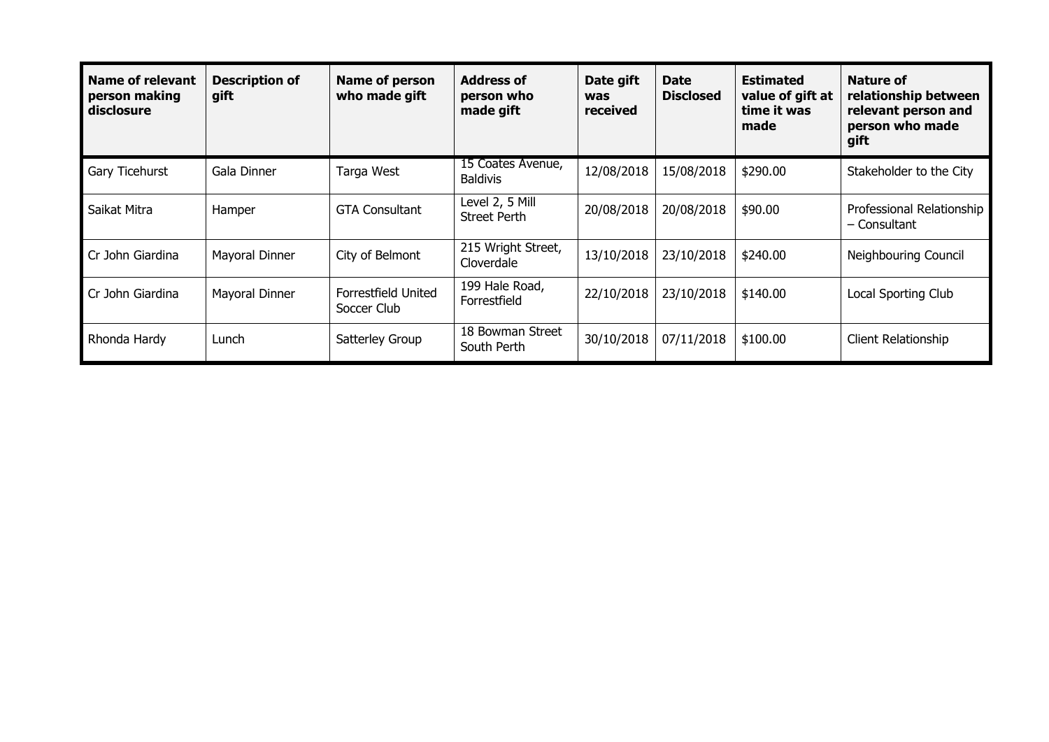| Name of relevant person making disclosure | Description of gift | Name of person who made gift | Address of person who made gift | Date gift was received | Date Disclosed | Estimated value of gift at time it was made | Nature of relationship between relevant person and person who made gift |
|---|---|---|---|---|---|---|---|
| Gary Ticehurst | Gala Dinner | Targa West | 15 Coates Avenue, Baldivis | 12/08/2018 | 15/08/2018 | $290.00 | Stakeholder to the City |
| Saikat Mitra | Hamper | GTA Consultant | Level 2, 5 Mill Street Perth | 20/08/2018 | 20/08/2018 | $90.00 | Professional Relationship – Consultant |
| Cr John Giardina | Mayoral Dinner | City of Belmont | 215 Wright Street, Cloverdale | 13/10/2018 | 23/10/2018 | $240.00 | Neighbouring Council |
| Cr John Giardina | Mayoral Dinner | Forrestfield United Soccer Club | 199 Hale Road, Forrestfield | 22/10/2018 | 23/10/2018 | $140.00 | Local Sporting Club |
| Rhonda Hardy | Lunch | Satterley Group | 18 Bowman Street South Perth | 30/10/2018 | 07/11/2018 | $100.00 | Client Relationship |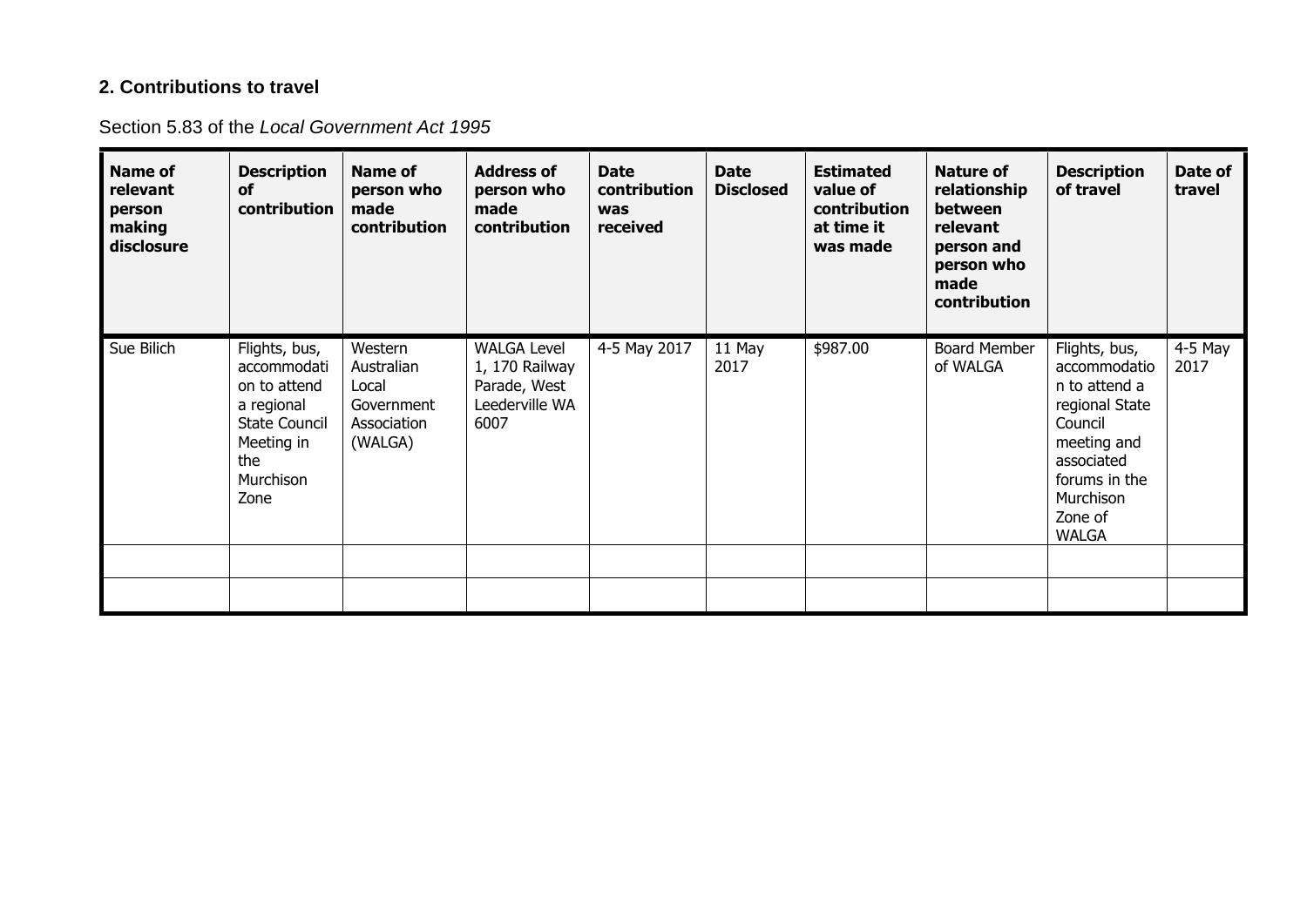## 2. Contributions to travel

Section 5.83 of the *Local Government Act 1995*

| Name of relevant person making disclosure | Description of contribution | Name of person who made contribution | Address of person who made contribution | Date contribution was received | Date Disclosed | Estimated value of contribution at time it was made | Nature of relationship between relevant person and person who made contribution | Description of travel | Date of travel |
|---|---|---|---|---|---|---|---|---|---|
| Sue Bilich | Flights, bus, accommodation to attend a regional State Council Meeting in the Murchison Zone | Western Australian Local Government Association (WALGA) | WALGA Level 1, 170 Railway Parade, West Leederville WA 6007 | 4-5 May 2017 | 11 May 2017 | $987.00 | Board Member of WALGA | Flights, bus, accommodation to attend a regional State Council meeting and associated forums in the Murchison Zone of WALGA | 4-5 May 2017 |
| | | | | | | | | | |
| | | | | | | | | | |